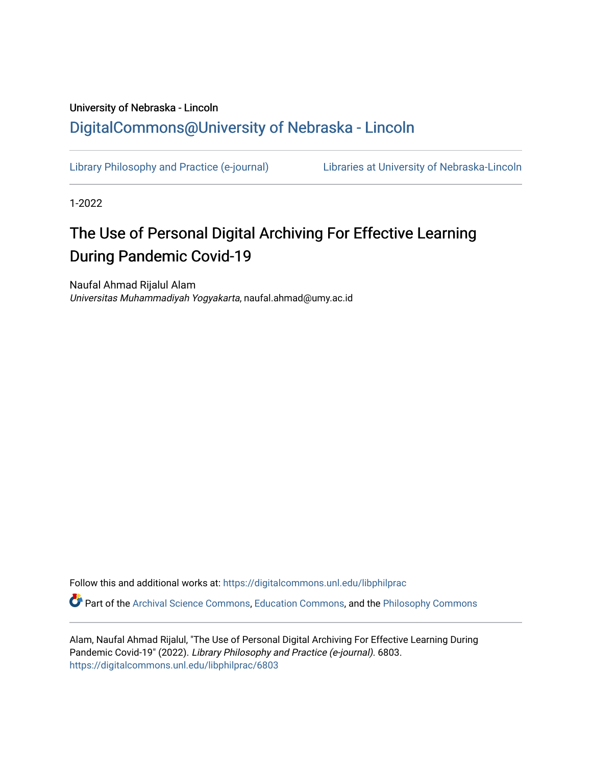University of Nebraska - Lincoln

DigitalCommons@University of Nebraska - Lincoln

Library Philosophy and Practice (e-journal)

Libraries at University of Nebraska-Lincoln

1-2022

# The Use of Personal Digital Archiving For Effective Learning During Pandemic Covid-19

Naufal Ahmad Rijalul Alam
*Universitas Muhammadiyah Yogyakarta*, naufal.ahmad@umy.ac.id

Follow this and additional works at: https://digitalcommons.unl.edu/libphilprac

Part of the Archival Science Commons, Education Commons, and the Philosophy Commons

Alam, Naufal Ahmad Rijalul, "The Use of Personal Digital Archiving For Effective Learning During Pandemic Covid-19" (2022). *Library Philosophy and Practice (e-journal)*. 6803.
https://digitalcommons.unl.edu/libphilprac/6803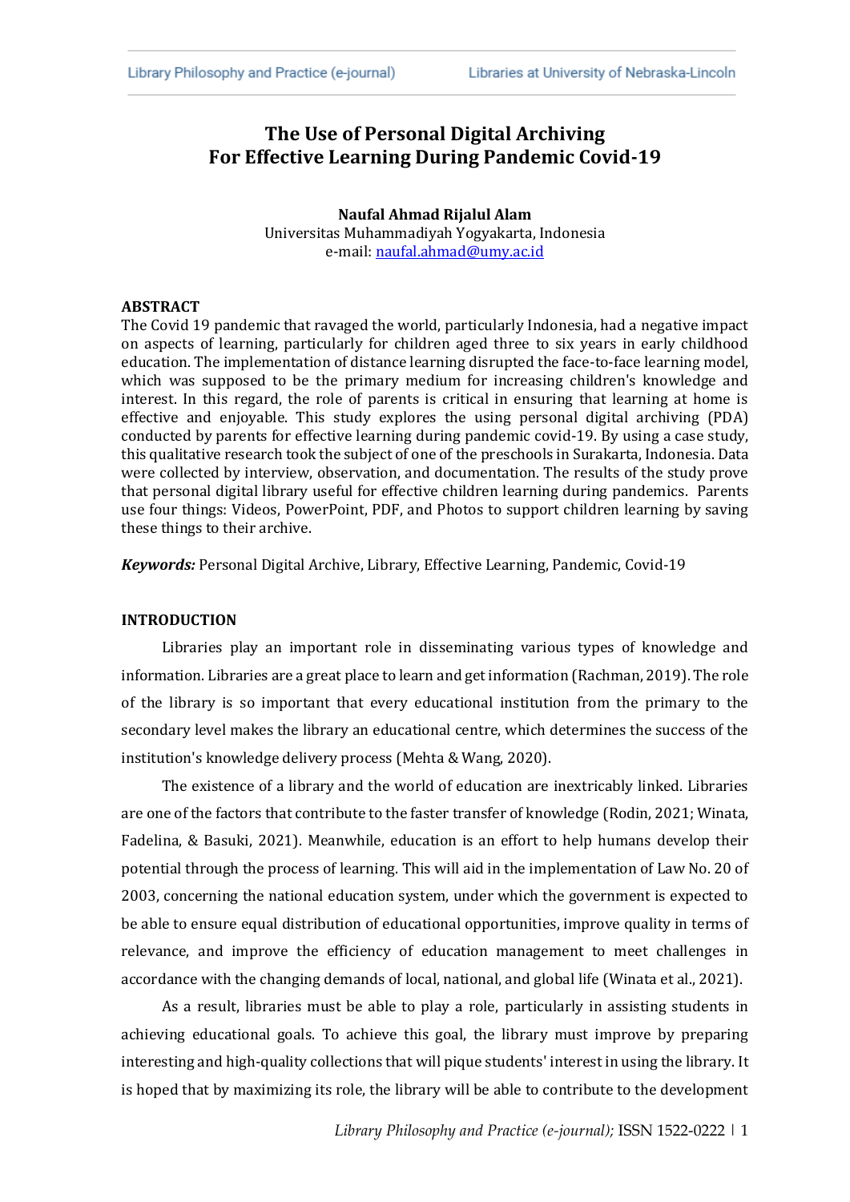# The Use of Personal Digital Archiving For Effective Learning During Pandemic Covid-19

**Naufal Ahmad Rijalul Alam**
Universitas Muhammadiyah Yogyakarta, Indonesia
e-mail: naufal.ahmad@umy.ac.id

## ABSTRACT

The Covid 19 pandemic that ravaged the world, particularly Indonesia, had a negative impact on aspects of learning, particularly for children aged three to six years in early childhood education. The implementation of distance learning disrupted the face-to-face learning model, which was supposed to be the primary medium for increasing children's knowledge and interest. In this regard, the role of parents is critical in ensuring that learning at home is effective and enjoyable. This study explores the using personal digital archiving (PDA) conducted by parents for effective learning during pandemic covid-19. By using a case study, this qualitative research took the subject of one of the preschools in Surakarta, Indonesia. Data were collected by interview, observation, and documentation. The results of the study prove that personal digital library useful for effective children learning during pandemics. Parents use four things: Videos, PowerPoint, PDF, and Photos to support children learning by saving these things to their archive.

***Keywords:*** Personal Digital Archive, Library, Effective Learning, Pandemic, Covid-19

## INTRODUCTION

Libraries play an important role in disseminating various types of knowledge and information. Libraries are a great place to learn and get information (Rachman, 2019). The role of the library is so important that every educational institution from the primary to the secondary level makes the library an educational centre, which determines the success of the institution's knowledge delivery process (Mehta & Wang, 2020).

The existence of a library and the world of education are inextricably linked. Libraries are one of the factors that contribute to the faster transfer of knowledge (Rodin, 2021; Winata, Fadelina, & Basuki, 2021). Meanwhile, education is an effort to help humans develop their potential through the process of learning. This will aid in the implementation of Law No. 20 of 2003, concerning the national education system, under which the government is expected to be able to ensure equal distribution of educational opportunities, improve quality in terms of relevance, and improve the efficiency of education management to meet challenges in accordance with the changing demands of local, national, and global life (Winata et al., 2021).

As a result, libraries must be able to play a role, particularly in assisting students in achieving educational goals. To achieve this goal, the library must improve by preparing interesting and high-quality collections that will pique students' interest in using the library. It is hoped that by maximizing its role, the library will be able to contribute to the development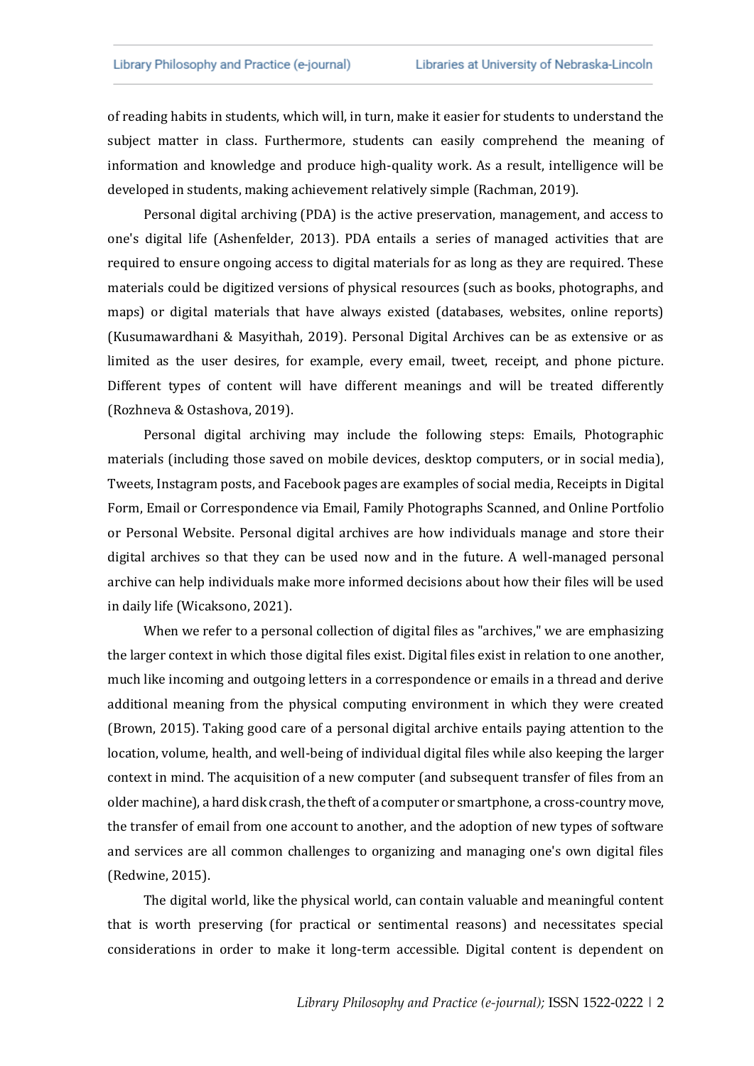of reading habits in students, which will, in turn, make it easier for students to understand the subject matter in class. Furthermore, students can easily comprehend the meaning of information and knowledge and produce high-quality work. As a result, intelligence will be developed in students, making achievement relatively simple (Rachman, 2019).

Personal digital archiving (PDA) is the active preservation, management, and access to one's digital life (Ashenfelder, 2013). PDA entails a series of managed activities that are required to ensure ongoing access to digital materials for as long as they are required. These materials could be digitized versions of physical resources (such as books, photographs, and maps) or digital materials that have always existed (databases, websites, online reports) (Kusumawardhani & Masyithah, 2019). Personal Digital Archives can be as extensive or as limited as the user desires, for example, every email, tweet, receipt, and phone picture. Different types of content will have different meanings and will be treated differently (Rozhneva & Ostashova, 2019).

Personal digital archiving may include the following steps: Emails, Photographic materials (including those saved on mobile devices, desktop computers, or in social media), Tweets, Instagram posts, and Facebook pages are examples of social media, Receipts in Digital Form, Email or Correspondence via Email, Family Photographs Scanned, and Online Portfolio or Personal Website. Personal digital archives are how individuals manage and store their digital archives so that they can be used now and in the future. A well-managed personal archive can help individuals make more informed decisions about how their files will be used in daily life (Wicaksono, 2021).

When we refer to a personal collection of digital files as "archives," we are emphasizing the larger context in which those digital files exist. Digital files exist in relation to one another, much like incoming and outgoing letters in a correspondence or emails in a thread and derive additional meaning from the physical computing environment in which they were created (Brown, 2015). Taking good care of a personal digital archive entails paying attention to the location, volume, health, and well-being of individual digital files while also keeping the larger context in mind. The acquisition of a new computer (and subsequent transfer of files from an older machine), a hard disk crash, the theft of a computer or smartphone, a cross-country move, the transfer of email from one account to another, and the adoption of new types of software and services are all common challenges to organizing and managing one's own digital files (Redwine, 2015).

The digital world, like the physical world, can contain valuable and meaningful content that is worth preserving (for practical or sentimental reasons) and necessitates special considerations in order to make it long-term accessible. Digital content is dependent on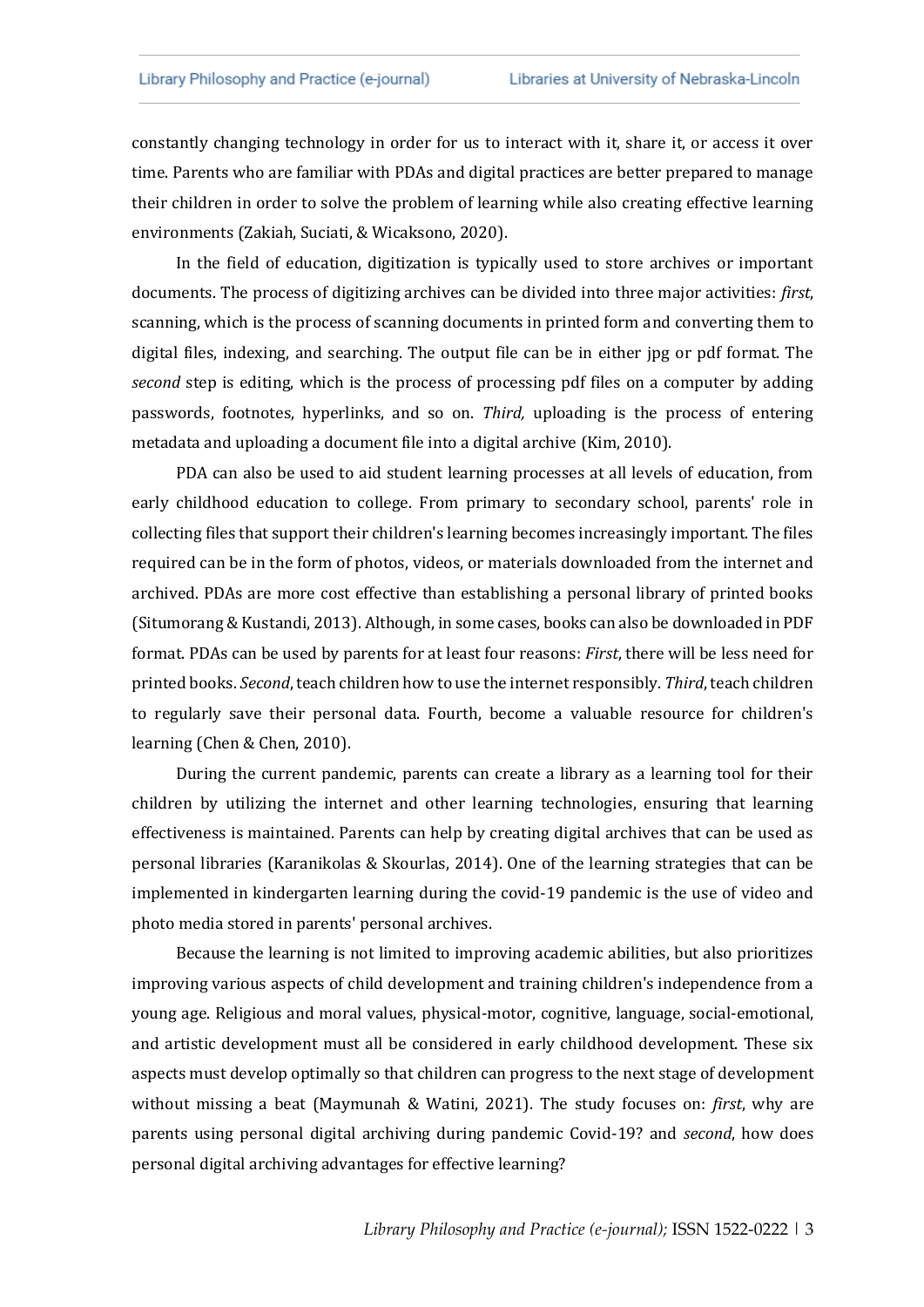constantly changing technology in order for us to interact with it, share it, or access it over time. Parents who are familiar with PDAs and digital practices are better prepared to manage their children in order to solve the problem of learning while also creating effective learning environments (Zakiah, Suciati, & Wicaksono, 2020).

In the field of education, digitization is typically used to store archives or important documents. The process of digitizing archives can be divided into three major activities: *first*, scanning, which is the process of scanning documents in printed form and converting them to digital files, indexing, and searching. The output file can be in either jpg or pdf format. The *second* step is editing, which is the process of processing pdf files on a computer by adding passwords, footnotes, hyperlinks, and so on. *Third,* uploading is the process of entering metadata and uploading a document file into a digital archive (Kim, 2010).

PDA can also be used to aid student learning processes at all levels of education, from early childhood education to college. From primary to secondary school, parents' role in collecting files that support their children's learning becomes increasingly important. The files required can be in the form of photos, videos, or materials downloaded from the internet and archived. PDAs are more cost effective than establishing a personal library of printed books (Situmorang & Kustandi, 2013). Although, in some cases, books can also be downloaded in PDF format. PDAs can be used by parents for at least four reasons: *First*, there will be less need for printed books. *Second*, teach children how to use the internet responsibly. *Third*, teach children to regularly save their personal data. Fourth, become a valuable resource for children's learning (Chen & Chen, 2010).

During the current pandemic, parents can create a library as a learning tool for their children by utilizing the internet and other learning technologies, ensuring that learning effectiveness is maintained. Parents can help by creating digital archives that can be used as personal libraries (Karanikolas & Skourlas, 2014). One of the learning strategies that can be implemented in kindergarten learning during the covid-19 pandemic is the use of video and photo media stored in parents' personal archives.

Because the learning is not limited to improving academic abilities, but also prioritizes improving various aspects of child development and training children's independence from a young age. Religious and moral values, physical-motor, cognitive, language, social-emotional, and artistic development must all be considered in early childhood development. These six aspects must develop optimally so that children can progress to the next stage of development without missing a beat (Maymunah & Watini, 2021). The study focuses on: *first*, why are parents using personal digital archiving during pandemic Covid-19? and *second*, how does personal digital archiving advantages for effective learning?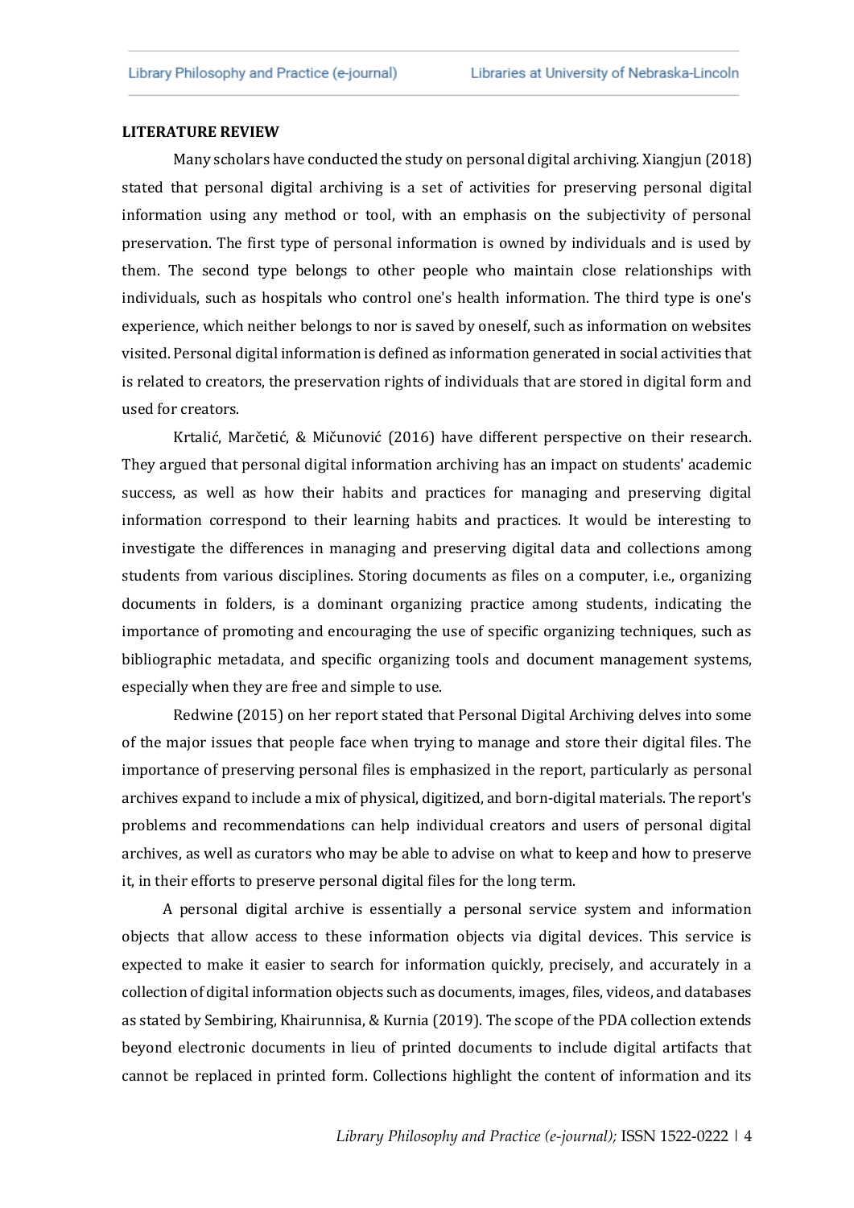## LITERATURE REVIEW

Many scholars have conducted the study on personal digital archiving. Xiangjun (2018) stated that personal digital archiving is a set of activities for preserving personal digital information using any method or tool, with an emphasis on the subjectivity of personal preservation. The first type of personal information is owned by individuals and is used by them. The second type belongs to other people who maintain close relationships with individuals, such as hospitals who control one's health information. The third type is one's experience, which neither belongs to nor is saved by oneself, such as information on websites visited. Personal digital information is defined as information generated in social activities that is related to creators, the preservation rights of individuals that are stored in digital form and used for creators.

Krtalić, Marčetić, & Mičunović (2016) have different perspective on their research. They argued that personal digital information archiving has an impact on students' academic success, as well as how their habits and practices for managing and preserving digital information correspond to their learning habits and practices. It would be interesting to investigate the differences in managing and preserving digital data and collections among students from various disciplines. Storing documents as files on a computer, i.e., organizing documents in folders, is a dominant organizing practice among students, indicating the importance of promoting and encouraging the use of specific organizing techniques, such as bibliographic metadata, and specific organizing tools and document management systems, especially when they are free and simple to use.

Redwine (2015) on her report stated that Personal Digital Archiving delves into some of the major issues that people face when trying to manage and store their digital files. The importance of preserving personal files is emphasized in the report, particularly as personal archives expand to include a mix of physical, digitized, and born-digital materials. The report's problems and recommendations can help individual creators and users of personal digital archives, as well as curators who may be able to advise on what to keep and how to preserve it, in their efforts to preserve personal digital files for the long term.

A personal digital archive is essentially a personal service system and information objects that allow access to these information objects via digital devices. This service is expected to make it easier to search for information quickly, precisely, and accurately in a collection of digital information objects such as documents, images, files, videos, and databases as stated by Sembiring, Khairunnisa, & Kurnia (2019). The scope of the PDA collection extends beyond electronic documents in lieu of printed documents to include digital artifacts that cannot be replaced in printed form. Collections highlight the content of information and its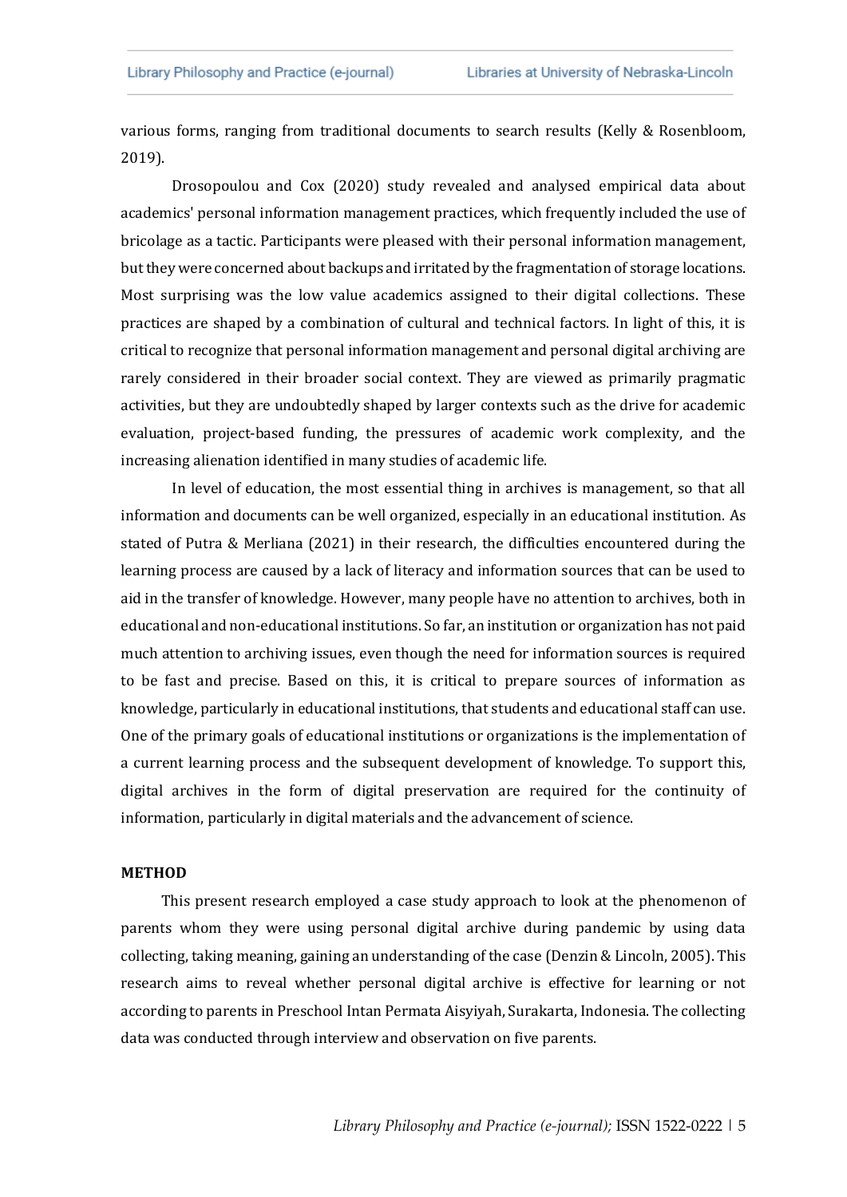various forms, ranging from traditional documents to search results (Kelly & Rosenbloom, 2019).

Drosopoulou and Cox (2020) study revealed and analysed empirical data about academics' personal information management practices, which frequently included the use of bricolage as a tactic. Participants were pleased with their personal information management, but they were concerned about backups and irritated by the fragmentation of storage locations. Most surprising was the low value academics assigned to their digital collections. These practices are shaped by a combination of cultural and technical factors. In light of this, it is critical to recognize that personal information management and personal digital archiving are rarely considered in their broader social context. They are viewed as primarily pragmatic activities, but they are undoubtedly shaped by larger contexts such as the drive for academic evaluation, project-based funding, the pressures of academic work complexity, and the increasing alienation identified in many studies of academic life.

In level of education, the most essential thing in archives is management, so that all information and documents can be well organized, especially in an educational institution. As stated of Putra & Merliana (2021) in their research, the difficulties encountered during the learning process are caused by a lack of literacy and information sources that can be used to aid in the transfer of knowledge. However, many people have no attention to archives, both in educational and non-educational institutions. So far, an institution or organization has not paid much attention to archiving issues, even though the need for information sources is required to be fast and precise. Based on this, it is critical to prepare sources of information as knowledge, particularly in educational institutions, that students and educational staff can use. One of the primary goals of educational institutions or organizations is the implementation of a current learning process and the subsequent development of knowledge. To support this, digital archives in the form of digital preservation are required for the continuity of information, particularly in digital materials and the advancement of science.

## METHOD

This present research employed a case study approach to look at the phenomenon of parents whom they were using personal digital archive during pandemic by using data collecting, taking meaning, gaining an understanding of the case (Denzin & Lincoln, 2005). This research aims to reveal whether personal digital archive is effective for learning or not according to parents in Preschool Intan Permata Aisyiyah, Surakarta, Indonesia. The collecting data was conducted through interview and observation on five parents.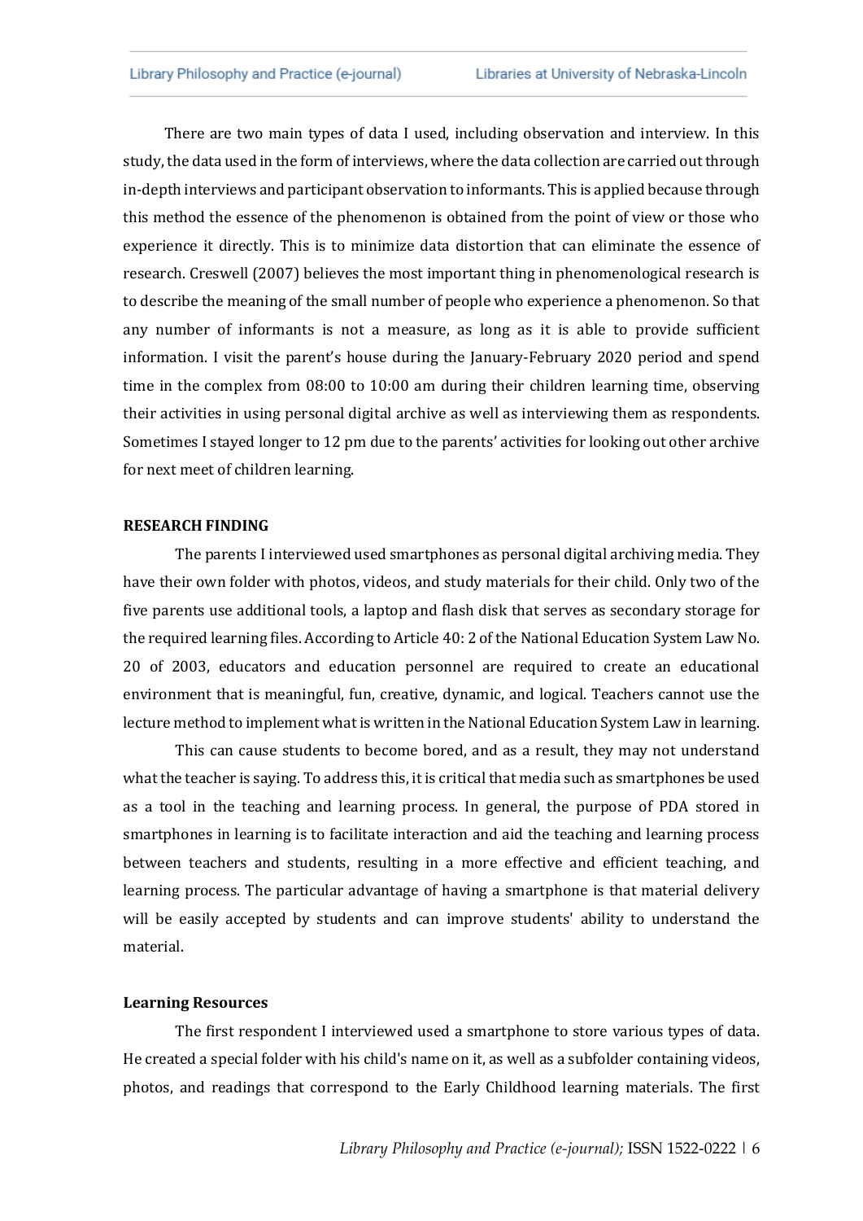There are two main types of data I used, including observation and interview. In this study, the data used in the form of interviews, where the data collection are carried out through in-depth interviews and participant observation to informants. This is applied because through this method the essence of the phenomenon is obtained from the point of view or those who experience it directly. This is to minimize data distortion that can eliminate the essence of research. Creswell (2007) believes the most important thing in phenomenological research is to describe the meaning of the small number of people who experience a phenomenon. So that any number of informants is not a measure, as long as it is able to provide sufficient information. I visit the parent's house during the January-February 2020 period and spend time in the complex from 08:00 to 10:00 am during their children learning time, observing their activities in using personal digital archive as well as interviewing them as respondents. Sometimes I stayed longer to 12 pm due to the parents' activities for looking out other archive for next meet of children learning.

## RESEARCH FINDING

The parents I interviewed used smartphones as personal digital archiving media. They have their own folder with photos, videos, and study materials for their child. Only two of the five parents use additional tools, a laptop and flash disk that serves as secondary storage for the required learning files. According to Article 40: 2 of the National Education System Law No. 20 of 2003, educators and education personnel are required to create an educational environment that is meaningful, fun, creative, dynamic, and logical. Teachers cannot use the lecture method to implement what is written in the National Education System Law in learning.

This can cause students to become bored, and as a result, they may not understand what the teacher is saying. To address this, it is critical that media such as smartphones be used as a tool in the teaching and learning process. In general, the purpose of PDA stored in smartphones in learning is to facilitate interaction and aid the teaching and learning process between teachers and students, resulting in a more effective and efficient teaching, and learning process. The particular advantage of having a smartphone is that material delivery will be easily accepted by students and can improve students' ability to understand the material.

### Learning Resources

The first respondent I interviewed used a smartphone to store various types of data. He created a special folder with his child's name on it, as well as a subfolder containing videos, photos, and readings that correspond to the Early Childhood learning materials. The first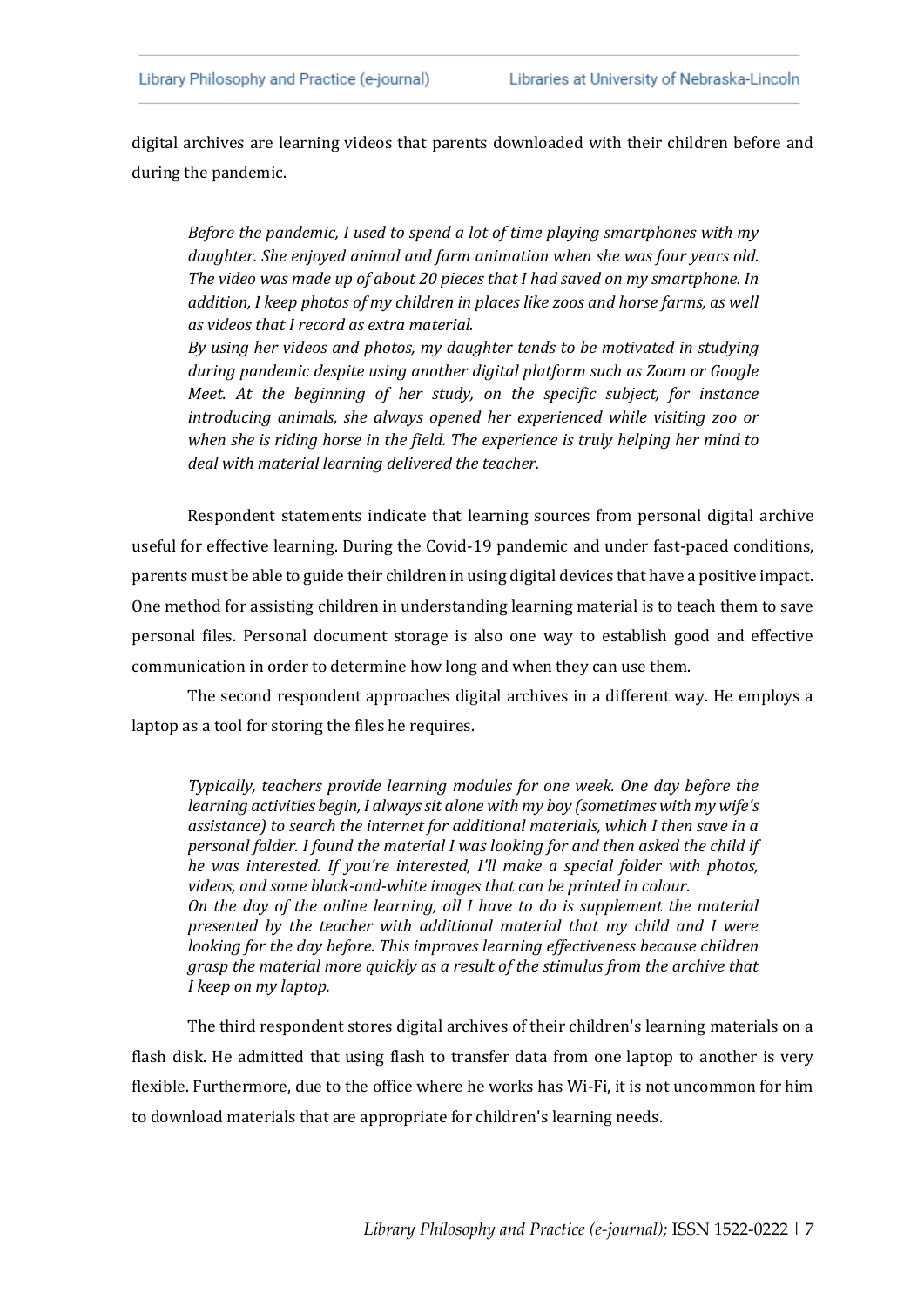digital archives are learning videos that parents downloaded with their children before and during the pandemic.

> *Before the pandemic, I used to spend a lot of time playing smartphones with my daughter. She enjoyed animal and farm animation when she was four years old. The video was made up of about 20 pieces that I had saved on my smartphone. In addition, I keep photos of my children in places like zoos and horse farms, as well as videos that I record as extra material.*
>
> *By using her videos and photos, my daughter tends to be motivated in studying during pandemic despite using another digital platform such as Zoom or Google Meet. At the beginning of her study, on the specific subject, for instance introducing animals, she always opened her experienced while visiting zoo or when she is riding horse in the field. The experience is truly helping her mind to deal with material learning delivered the teacher.*

Respondent statements indicate that learning sources from personal digital archive useful for effective learning. During the Covid-19 pandemic and under fast-paced conditions, parents must be able to guide their children in using digital devices that have a positive impact. One method for assisting children in understanding learning material is to teach them to save personal files. Personal document storage is also one way to establish good and effective communication in order to determine how long and when they can use them.

The second respondent approaches digital archives in a different way. He employs a laptop as a tool for storing the files he requires.

> *Typically, teachers provide learning modules for one week. One day before the learning activities begin, I always sit alone with my boy (sometimes with my wife's assistance) to search the internet for additional materials, which I then save in a personal folder. I found the material I was looking for and then asked the child if he was interested. If you're interested, I'll make a special folder with photos, videos, and some black-and-white images that can be printed in colour.*
>
> *On the day of the online learning, all I have to do is supplement the material presented by the teacher with additional material that my child and I were looking for the day before. This improves learning effectiveness because children grasp the material more quickly as a result of the stimulus from the archive that I keep on my laptop.*

The third respondent stores digital archives of their children's learning materials on a flash disk. He admitted that using flash to transfer data from one laptop to another is very flexible. Furthermore, due to the office where he works has Wi-Fi, it is not uncommon for him to download materials that are appropriate for children's learning needs.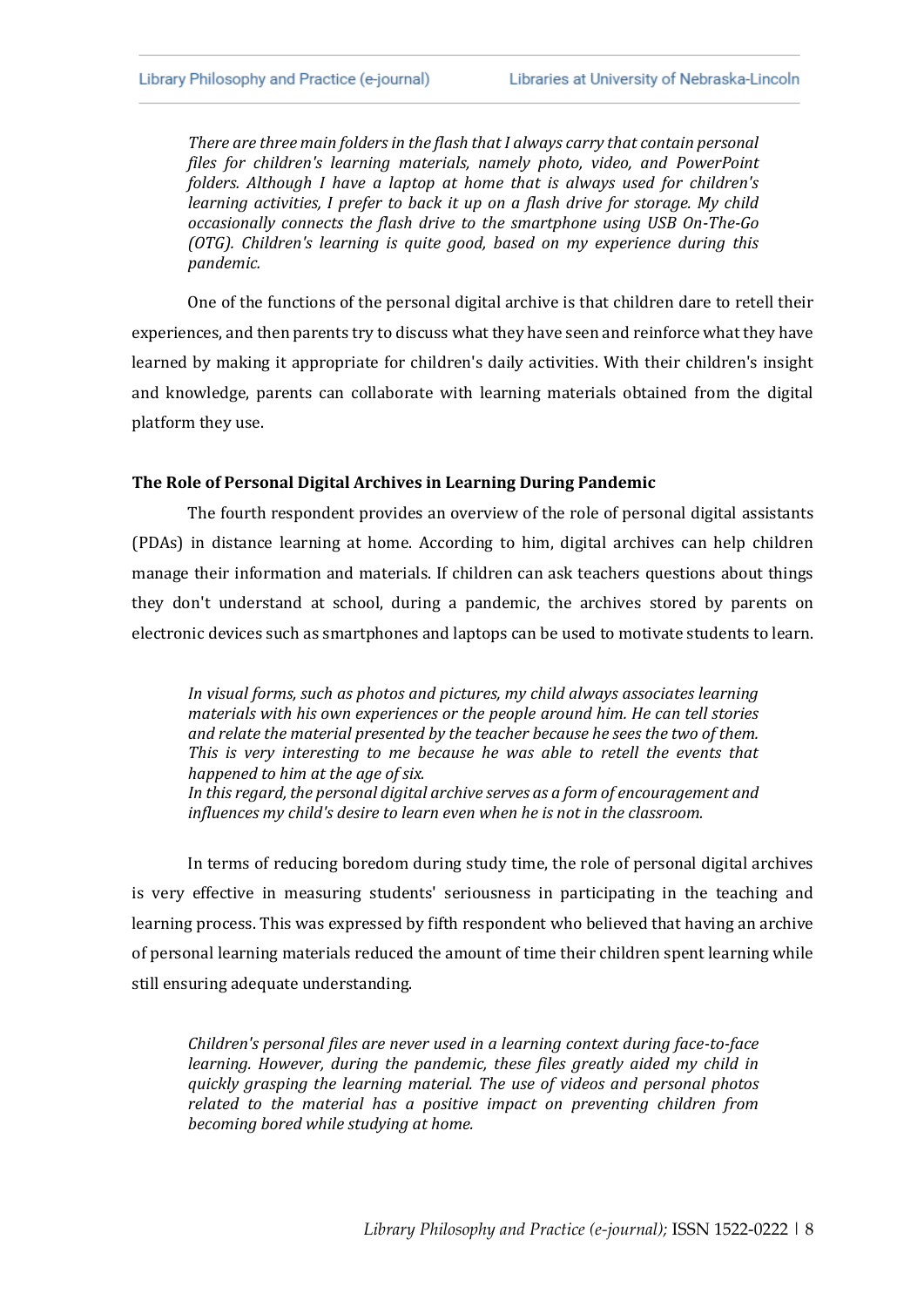> *There are three main folders in the flash that I always carry that contain personal files for children's learning materials, namely photo, video, and PowerPoint folders. Although I have a laptop at home that is always used for children's learning activities, I prefer to back it up on a flash drive for storage. My child occasionally connects the flash drive to the smartphone using USB On-The-Go (OTG). Children's learning is quite good, based on my experience during this pandemic.*

One of the functions of the personal digital archive is that children dare to retell their experiences, and then parents try to discuss what they have seen and reinforce what they have learned by making it appropriate for children's daily activities. With their children's insight and knowledge, parents can collaborate with learning materials obtained from the digital platform they use.

### The Role of Personal Digital Archives in Learning During Pandemic

The fourth respondent provides an overview of the role of personal digital assistants (PDAs) in distance learning at home. According to him, digital archives can help children manage their information and materials. If children can ask teachers questions about things they don't understand at school, during a pandemic, the archives stored by parents on electronic devices such as smartphones and laptops can be used to motivate students to learn.

> *In visual forms, such as photos and pictures, my child always associates learning materials with his own experiences or the people around him. He can tell stories and relate the material presented by the teacher because he sees the two of them. This is very interesting to me because he was able to retell the events that happened to him at the age of six.*
> *In this regard, the personal digital archive serves as a form of encouragement and influences my child's desire to learn even when he is not in the classroom.*

In terms of reducing boredom during study time, the role of personal digital archives is very effective in measuring students' seriousness in participating in the teaching and learning process. This was expressed by fifth respondent who believed that having an archive of personal learning materials reduced the amount of time their children spent learning while still ensuring adequate understanding.

> *Children's personal files are never used in a learning context during face-to-face learning. However, during the pandemic, these files greatly aided my child in quickly grasping the learning material. The use of videos and personal photos related to the material has a positive impact on preventing children from becoming bored while studying at home.*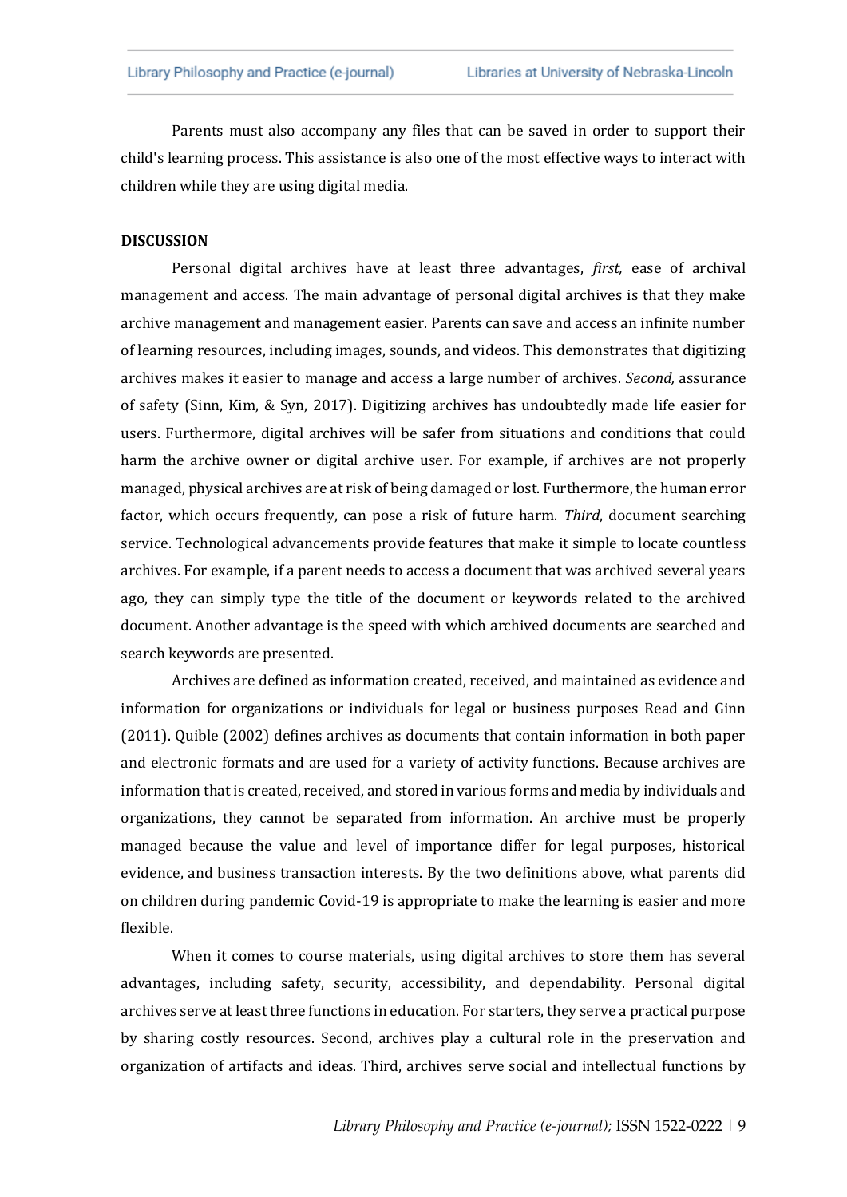Parents must also accompany any files that can be saved in order to support their child's learning process. This assistance is also one of the most effective ways to interact with children while they are using digital media.

**DISCUSSION**

Personal digital archives have at least three advantages, *first,* ease of archival management and access. The main advantage of personal digital archives is that they make archive management and management easier. Parents can save and access an infinite number of learning resources, including images, sounds, and videos. This demonstrates that digitizing archives makes it easier to manage and access a large number of archives. *Second,* assurance of safety (Sinn, Kim, & Syn, 2017). Digitizing archives has undoubtedly made life easier for users. Furthermore, digital archives will be safer from situations and conditions that could harm the archive owner or digital archive user. For example, if archives are not properly managed, physical archives are at risk of being damaged or lost. Furthermore, the human error factor, which occurs frequently, can pose a risk of future harm. *Third*, document searching service. Technological advancements provide features that make it simple to locate countless archives. For example, if a parent needs to access a document that was archived several years ago, they can simply type the title of the document or keywords related to the archived document. Another advantage is the speed with which archived documents are searched and search keywords are presented.

Archives are defined as information created, received, and maintained as evidence and information for organizations or individuals for legal or business purposes Read and Ginn (2011). Quible (2002) defines archives as documents that contain information in both paper and electronic formats and are used for a variety of activity functions. Because archives are information that is created, received, and stored in various forms and media by individuals and organizations, they cannot be separated from information. An archive must be properly managed because the value and level of importance differ for legal purposes, historical evidence, and business transaction interests. By the two definitions above, what parents did on children during pandemic Covid-19 is appropriate to make the learning is easier and more flexible.

When it comes to course materials, using digital archives to store them has several advantages, including safety, security, accessibility, and dependability. Personal digital archives serve at least three functions in education. For starters, they serve a practical purpose by sharing costly resources. Second, archives play a cultural role in the preservation and organization of artifacts and ideas. Third, archives serve social and intellectual functions by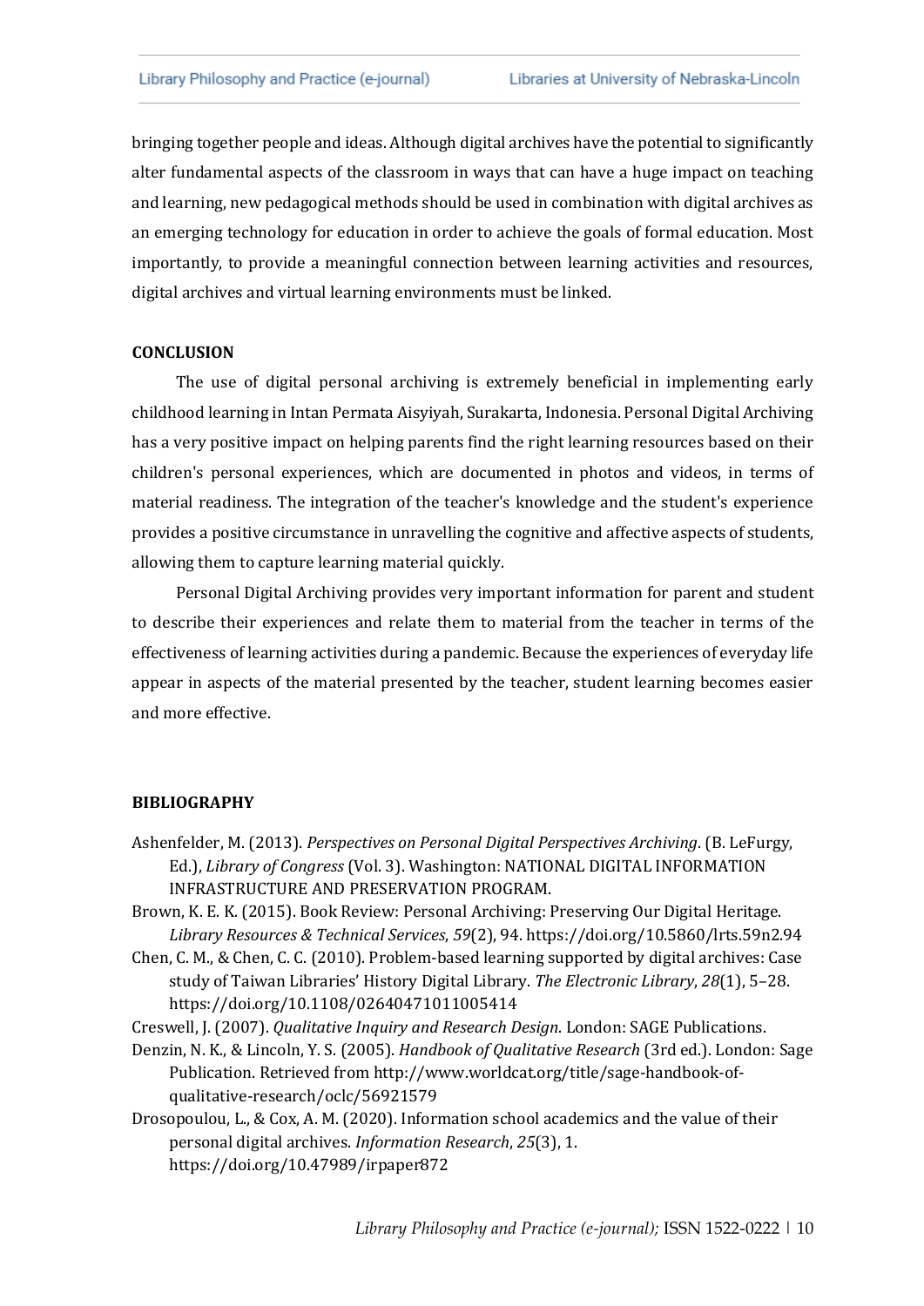bringing together people and ideas. Although digital archives have the potential to significantly alter fundamental aspects of the classroom in ways that can have a huge impact on teaching and learning, new pedagogical methods should be used in combination with digital archives as an emerging technology for education in order to achieve the goals of formal education. Most importantly, to provide a meaningful connection between learning activities and resources, digital archives and virtual learning environments must be linked.

## CONCLUSION

The use of digital personal archiving is extremely beneficial in implementing early childhood learning in Intan Permata Aisyiyah, Surakarta, Indonesia. Personal Digital Archiving has a very positive impact on helping parents find the right learning resources based on their children's personal experiences, which are documented in photos and videos, in terms of material readiness. The integration of the teacher's knowledge and the student's experience provides a positive circumstance in unravelling the cognitive and affective aspects of students, allowing them to capture learning material quickly.

Personal Digital Archiving provides very important information for parent and student to describe their experiences and relate them to material from the teacher in terms of the effectiveness of learning activities during a pandemic. Because the experiences of everyday life appear in aspects of the material presented by the teacher, student learning becomes easier and more effective.

## BIBLIOGRAPHY

Ashenfelder, M. (2013). *Perspectives on Personal Digital Perspectives Archiving*. (B. LeFurgy, Ed.), *Library of Congress* (Vol. 3). Washington: NATIONAL DIGITAL INFORMATION INFRASTRUCTURE AND PRESERVATION PROGRAM.

Brown, K. E. K. (2015). Book Review: Personal Archiving: Preserving Our Digital Heritage. *Library Resources & Technical Services*, *59*(2), 94. https://doi.org/10.5860/lrts.59n2.94

Chen, C. M., & Chen, C. C. (2010). Problem-based learning supported by digital archives: Case study of Taiwan Libraries' History Digital Library. *The Electronic Library*, *28*(1), 5–28. https://doi.org/10.1108/02640471011005414

Creswell, J. (2007). *Qualitative Inquiry and Research Design*. London: SAGE Publications.

Denzin, N. K., & Lincoln, Y. S. (2005). *Handbook of Qualitative Research* (3rd ed.). London: Sage Publication. Retrieved from http://www.worldcat.org/title/sage-handbook-of-qualitative-research/oclc/56921579

Drosopoulou, L., & Cox, A. M. (2020). Information school academics and the value of their personal digital archives. *Information Research*, *25*(3), 1. https://doi.org/10.47989/irpaper872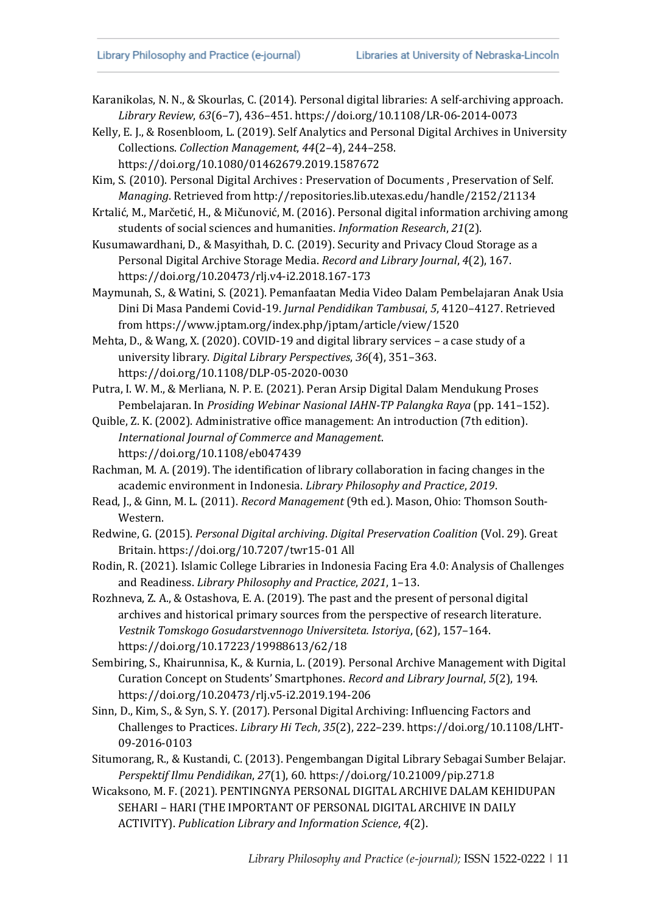Karanikolas, N. N., & Skourlas, C. (2014). Personal digital libraries: A self-archiving approach. *Library Review*, *63*(6–7), 436–451. https://doi.org/10.1108/LR-06-2014-0073

Kelly, E. J., & Rosenbloom, L. (2019). Self Analytics and Personal Digital Archives in University Collections. *Collection Management*, *44*(2–4), 244–258. https://doi.org/10.1080/01462679.2019.1587672

Kim, S. (2010). Personal Digital Archives : Preservation of Documents , Preservation of Self. *Managing*. Retrieved from http://repositories.lib.utexas.edu/handle/2152/21134

Krtalić, M., Marčetić, H., & Mičunović, M. (2016). Personal digital information archiving among students of social sciences and humanities. *Information Research*, *21*(2).

Kusumawardhani, D., & Masyithah, D. C. (2019). Security and Privacy Cloud Storage as a Personal Digital Archive Storage Media. *Record and Library Journal*, *4*(2), 167. https://doi.org/10.20473/rlj.v4-i2.2018.167-173

Maymunah, S., & Watini, S. (2021). Pemanfaatan Media Video Dalam Pembelajaran Anak Usia Dini Di Masa Pandemi Covid-19. *Jurnal Pendidikan Tambusai*, *5*, 4120–4127. Retrieved from https://www.jptam.org/index.php/jptam/article/view/1520

Mehta, D., & Wang, X. (2020). COVID-19 and digital library services – a case study of a university library. *Digital Library Perspectives*, *36*(4), 351–363. https://doi.org/10.1108/DLP-05-2020-0030

Putra, I. W. M., & Merliana, N. P. E. (2021). Peran Arsip Digital Dalam Mendukung Proses Pembelajaran. In *Prosiding Webinar Nasional IAHN-TP Palangka Raya* (pp. 141–152).

Quible, Z. K. (2002). Administrative office management: An introduction (7th edition). *International Journal of Commerce and Management*. https://doi.org/10.1108/eb047439

Rachman, M. A. (2019). The identification of library collaboration in facing changes in the academic environment in Indonesia. *Library Philosophy and Practice*, *2019*.

Read, J., & Ginn, M. L. (2011). *Record Management* (9th ed.). Mason, Ohio: Thomson South-Western.

Redwine, G. (2015). *Personal Digital archiving*. *Digital Preservation Coalition* (Vol. 29). Great Britain. https://doi.org/10.7207/twr15-01 All

Rodin, R. (2021). Islamic College Libraries in Indonesia Facing Era 4.0: Analysis of Challenges and Readiness. *Library Philosophy and Practice*, *2021*, 1–13.

Rozhneva, Z. A., & Ostashova, E. A. (2019). The past and the present of personal digital archives and historical primary sources from the perspective of research literature. *Vestnik Tomskogo Gosudarstvennogo Universiteta. Istoriya*, (62), 157–164. https://doi.org/10.17223/19988613/62/18

Sembiring, S., Khairunnisa, K., & Kurnia, L. (2019). Personal Archive Management with Digital Curation Concept on Students' Smartphones. *Record and Library Journal*, *5*(2), 194. https://doi.org/10.20473/rlj.v5-i2.2019.194-206

Sinn, D., Kim, S., & Syn, S. Y. (2017). Personal Digital Archiving: Influencing Factors and Challenges to Practices. *Library Hi Tech*, *35*(2), 222–239. https://doi.org/10.1108/LHT-09-2016-0103

Situmorang, R., & Kustandi, C. (2013). Pengembangan Digital Library Sebagai Sumber Belajar. *Perspektif Ilmu Pendidikan*, *27*(1), 60. https://doi.org/10.21009/pip.271.8

Wicaksono, M. F. (2021). PENTINGNYA PERSONAL DIGITAL ARCHIVE DALAM KEHIDUPAN SEHARI – HARI (THE IMPORTANT OF PERSONAL DIGITAL ARCHIVE IN DAILY ACTIVITY). *Publication Library and Information Science*, *4*(2).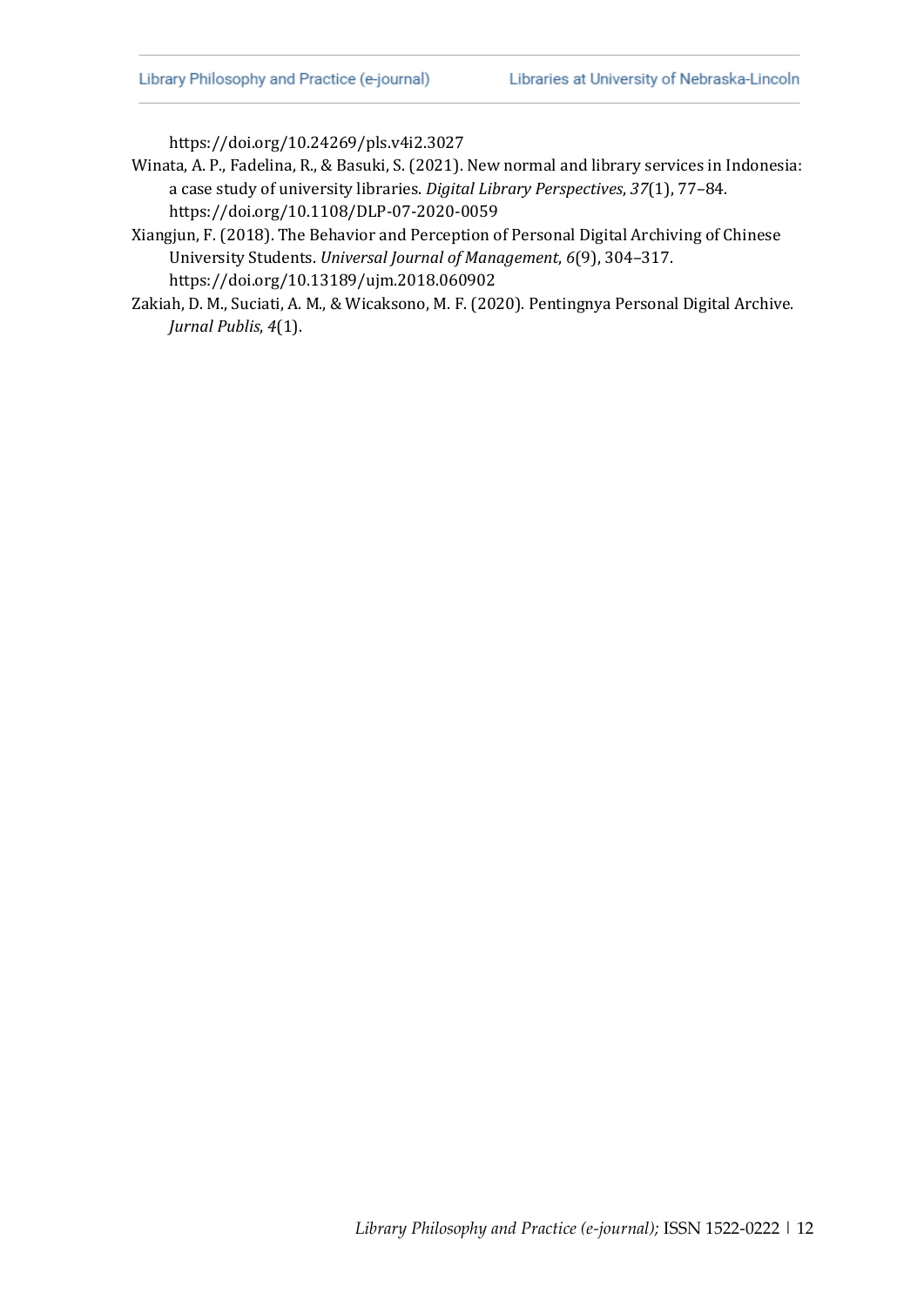https://doi.org/10.24269/pls.v4i2.3027

Winata, A. P., Fadelina, R., & Basuki, S. (2021). New normal and library services in Indonesia: a case study of university libraries. *Digital Library Perspectives*, *37*(1), 77–84. https://doi.org/10.1108/DLP-07-2020-0059

Xiangjun, F. (2018). The Behavior and Perception of Personal Digital Archiving of Chinese University Students. *Universal Journal of Management*, *6*(9), 304–317. https://doi.org/10.13189/ujm.2018.060902

Zakiah, D. M., Suciati, A. M., & Wicaksono, M. F. (2020). Pentingnya Personal Digital Archive. *Jurnal Publis*, *4*(1).